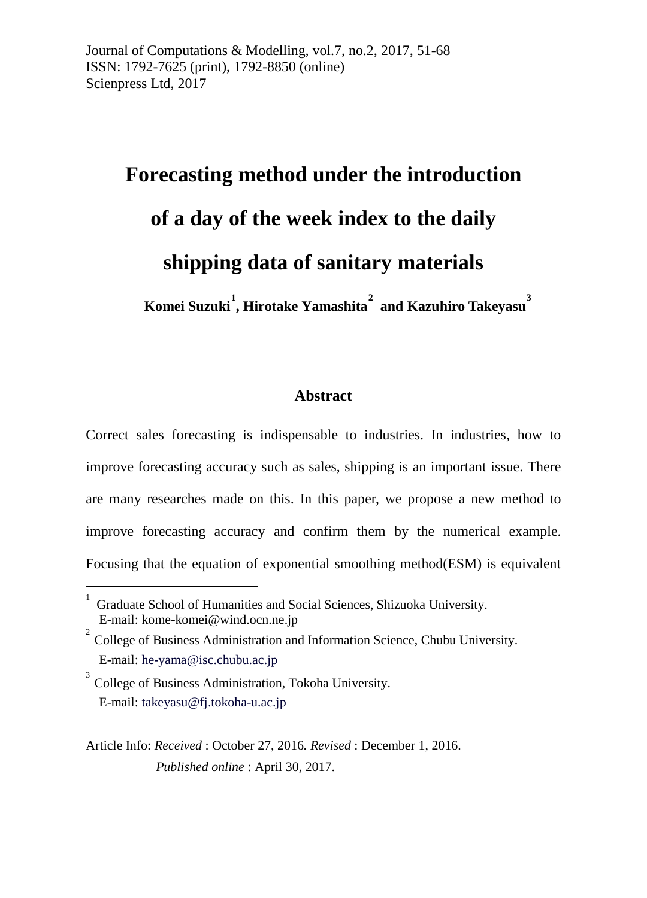Journal of Computations & Modelling, vol.7, no.2, 2017, 51-68
ISSN: 1792-7625 (print), 1792-8850 (online)
Scienpress Ltd, 2017

# Forecasting method under the introduction of a day of the week index to the daily shipping data of sanitary materials

**Komei Suzuki[1], Hirotake Yamashita[2] and Kazuhiro Takeyasu[3]**

## Abstract

Correct sales forecasting is indispensable to industries. In industries, how to improve forecasting accuracy such as sales, shipping is an important issue. There are many researches made on this. In this paper, we propose a new method to improve forecasting accuracy and confirm them by the numerical example. Focusing that the equation of exponential smoothing method(ESM) is equivalent

---

[1] Graduate School of Humanities and Social Sciences, Shizuoka University.
E-mail: kome-komei@wind.ocn.ne.jp

[2] College of Business Administration and Information Science, Chubu University.
E-mail: he-yama@isc.chubu.ac.jp

[3] College of Business Administration, Tokoha University.
E-mail: takeyasu@fj.tokoha-u.ac.jp

Article Info: *Received* : October 27, 2016. *Revised* : December 1, 2016.
*Published online* : April 30, 2017.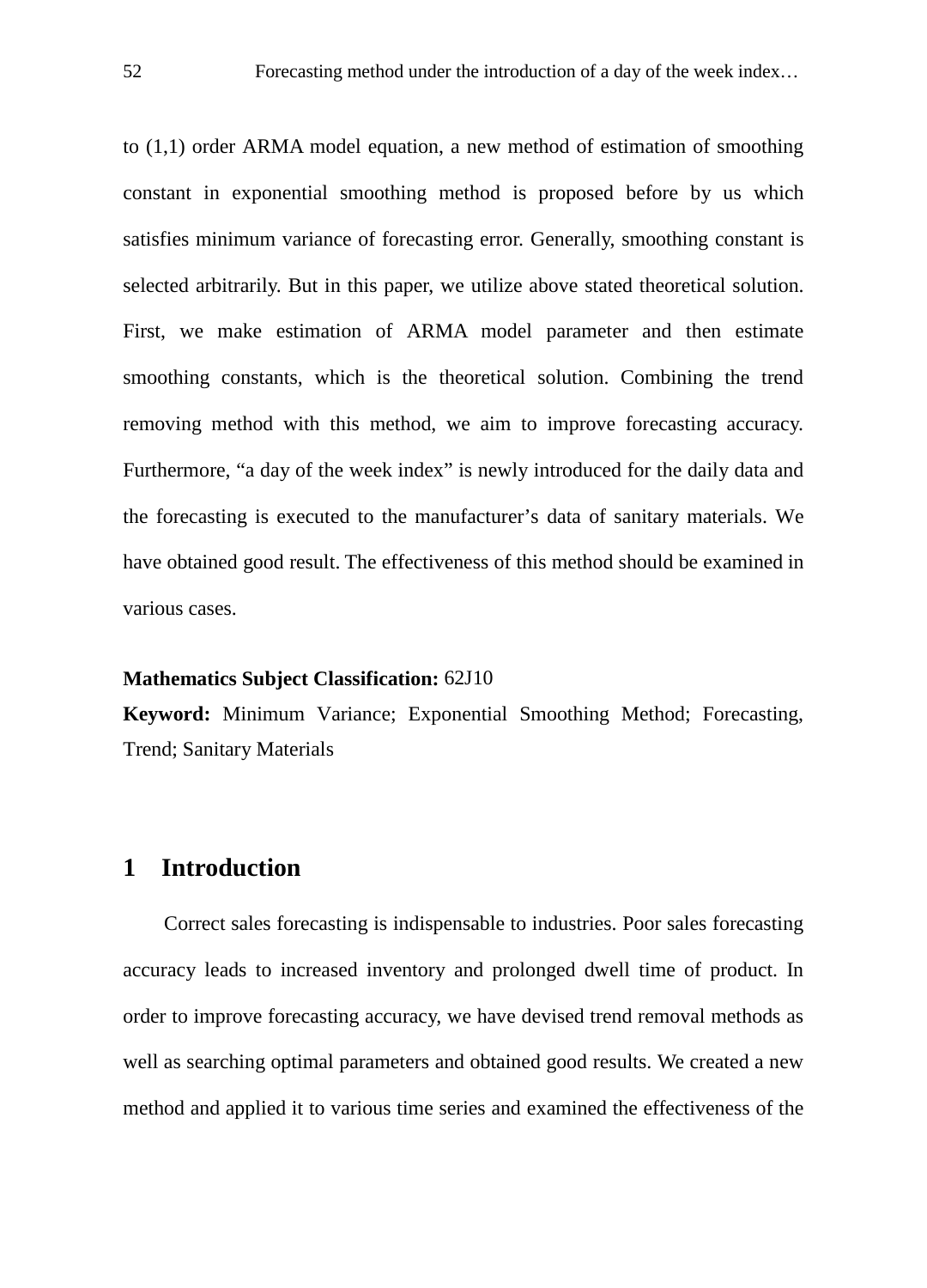to (1,1) order ARMA model equation, a new method of estimation of smoothing constant in exponential smoothing method is proposed before by us which satisfies minimum variance of forecasting error. Generally, smoothing constant is selected arbitrarily. But in this paper, we utilize above stated theoretical solution. First, we make estimation of ARMA model parameter and then estimate smoothing constants, which is the theoretical solution. Combining the trend removing method with this method, we aim to improve forecasting accuracy. Furthermore, “a day of the week index” is newly introduced for the daily data and the forecasting is executed to the manufacturer’s data of sanitary materials. We have obtained good result. The effectiveness of this method should be examined in various cases.

**Mathematics Subject Classification:** 62J10

**Keyword:** Minimum Variance; Exponential Smoothing Method; Forecasting, Trend; Sanitary Materials

## 1 Introduction

Correct sales forecasting is indispensable to industries. Poor sales forecasting accuracy leads to increased inventory and prolonged dwell time of product. In order to improve forecasting accuracy, we have devised trend removal methods as well as searching optimal parameters and obtained good results. We created a new method and applied it to various time series and examined the effectiveness of the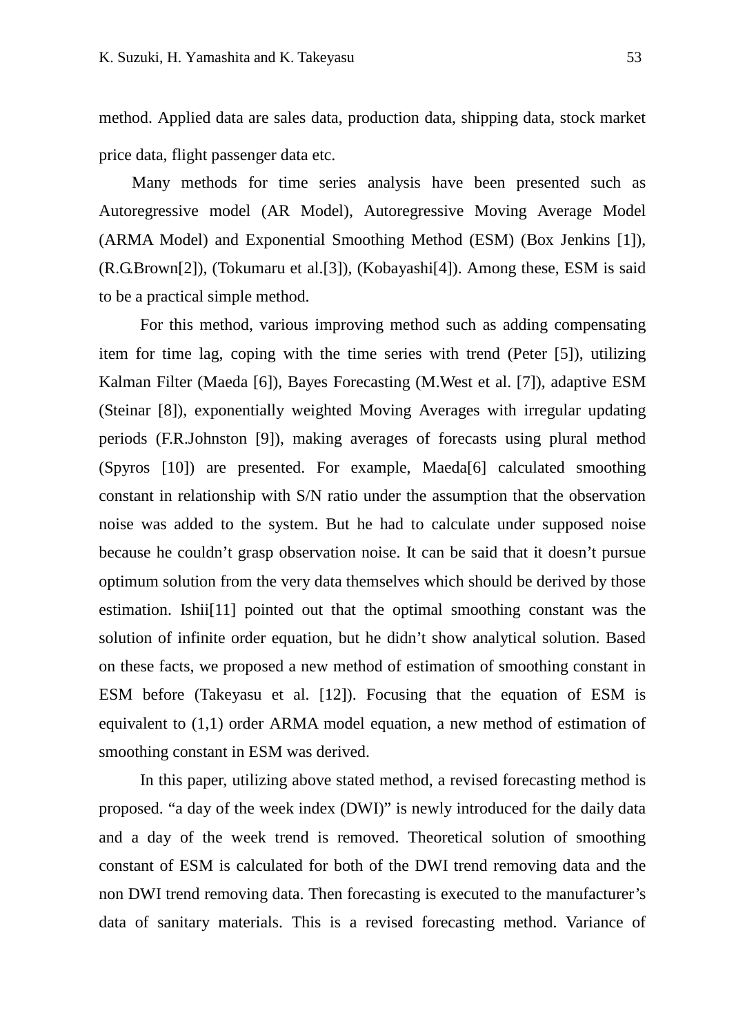method. Applied data are sales data, production data, shipping data, stock market price data, flight passenger data etc.

Many methods for time series analysis have been presented such as Autoregressive model (AR Model), Autoregressive Moving Average Model (ARMA Model) and Exponential Smoothing Method (ESM) (Box Jenkins [1]), (R.G.Brown[2]), (Tokumaru et al.[3]), (Kobayashi[4]). Among these, ESM is said to be a practical simple method.

For this method, various improving method such as adding compensating item for time lag, coping with the time series with trend (Peter [5]), utilizing Kalman Filter (Maeda [6]), Bayes Forecasting (M.West et al. [7]), adaptive ESM (Steinar [8]), exponentially weighted Moving Averages with irregular updating periods (F.R.Johnston [9]), making averages of forecasts using plural method (Spyros [10]) are presented. For example, Maeda[6] calculated smoothing constant in relationship with S/N ratio under the assumption that the observation noise was added to the system. But he had to calculate under supposed noise because he couldn't grasp observation noise. It can be said that it doesn't pursue optimum solution from the very data themselves which should be derived by those estimation. Ishii[11] pointed out that the optimal smoothing constant was the solution of infinite order equation, but he didn't show analytical solution. Based on these facts, we proposed a new method of estimation of smoothing constant in ESM before (Takeyasu et al. [12]). Focusing that the equation of ESM is equivalent to (1,1) order ARMA model equation, a new method of estimation of smoothing constant in ESM was derived.

In this paper, utilizing above stated method, a revised forecasting method is proposed. "a day of the week index (DWI)" is newly introduced for the daily data and a day of the week trend is removed. Theoretical solution of smoothing constant of ESM is calculated for both of the DWI trend removing data and the non DWI trend removing data. Then forecasting is executed to the manufacturer's data of sanitary materials. This is a revised forecasting method. Variance of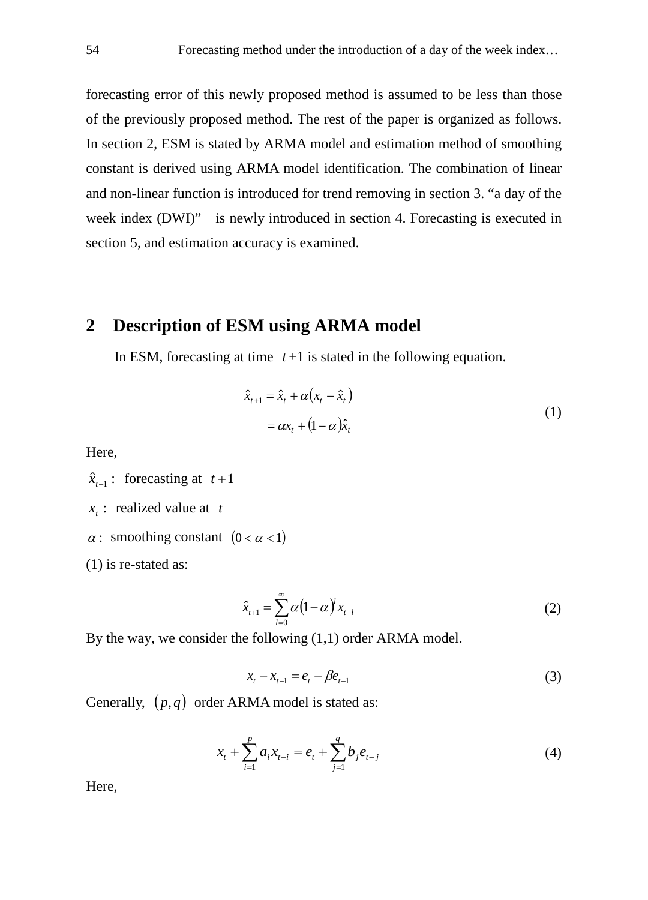forecasting error of this newly proposed method is assumed to be less than those of the previously proposed method. The rest of the paper is organized as follows. In section 2, ESM is stated by ARMA model and estimation method of smoothing constant is derived using ARMA model identification. The combination of linear and non-linear function is introduced for trend removing in section 3. "a day of the week index (DWI)" is newly introduced in section 4. Forecasting is executed in section 5, and estimation accuracy is examined.

## 2 Description of ESM using ARMA model

In ESM, forecasting at time $t+1$ is stated in the following equation.

$$
\begin{aligned}
\hat{x}_{t+1} &= \hat{x}_t + \alpha\left(x_t - \hat{x}_t\right) \\
&= \alpha x_t + \left(1-\alpha\right)\hat{x}_t
\end{aligned}
\tag{1}
$$

Here,

$\hat{x}_{t+1}$ : forecasting at $t+1$

$x_t$ : realized value at $t$

$\alpha$ : smoothing constant $\left(0 < \alpha < 1\right)$

(1) is re-stated as:

$$
\hat{x}_{t+1} = \sum_{l=0}^{\infty} \alpha\left(1-\alpha\right)^l x_{t-l} \tag{2}
$$

By the way, we consider the following (1,1) order ARMA model.

$$
x_t - x_{t-1} = e_t - \beta e_{t-1} \tag{3}
$$

Generally, $\left(p,q\right)$ order ARMA model is stated as:

$$
x_t + \sum_{i=1}^{p} a_i x_{t-i} = e_t + \sum_{j=1}^{q} b_j e_{t-j} \tag{4}
$$

Here,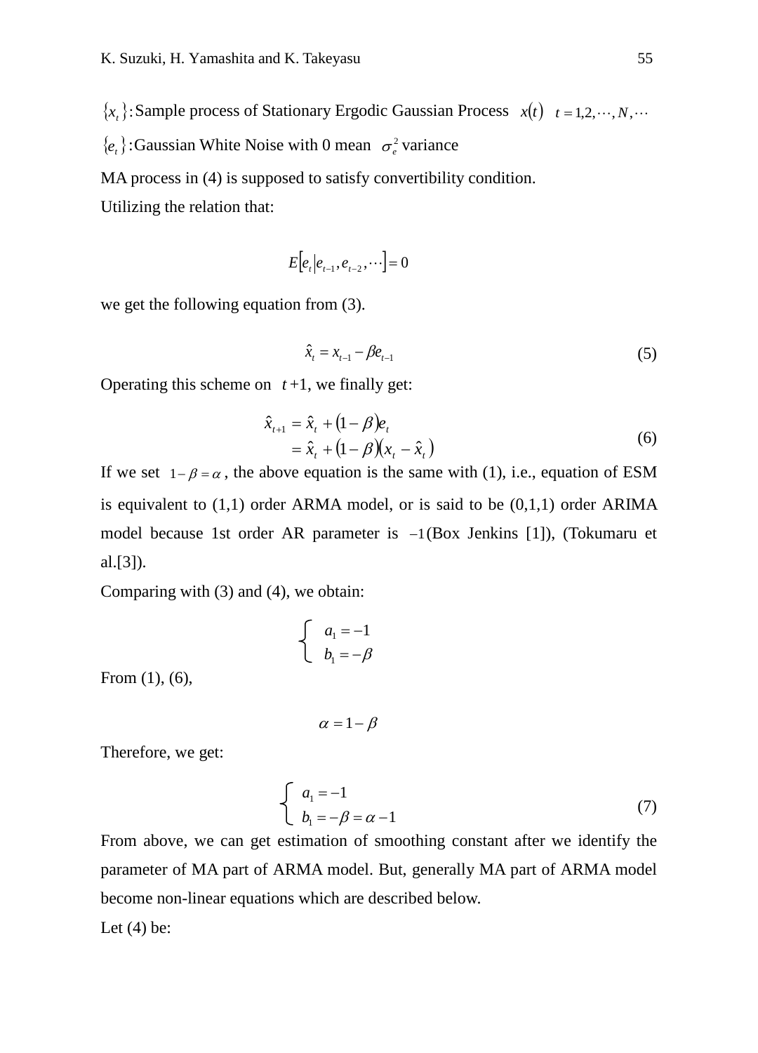$\{x_t\}$: Sample process of Stationary Ergodic Gaussian Process $x(t)$ $t = 1,2,\cdots,N,\cdots$

$\{e_t\}$: Gaussian White Noise with 0 mean $\sigma_e^2$ variance

MA process in (4) is supposed to satisfy convertibility condition.

Utilizing the relation that:

$$E[e_t | e_{t-1}, e_{t-2}, \cdots] = 0$$

we get the following equation from (3).

$$\hat{x}_t = x_{t-1} - \beta e_{t-1} \tag{5}$$

Operating this scheme on $t+1$, we finally get:

$$\begin{aligned}\hat{x}_{t+1} &= \hat{x}_t + (1-\beta)e_t \\ &= \hat{x}_t + (1-\beta)(x_t - \hat{x}_t)\end{aligned} \tag{6}$$

If we set $1-\beta = \alpha$, the above equation is the same with (1), i.e., equation of ESM is equivalent to (1,1) order ARMA model, or is said to be (0,1,1) order ARIMA model because 1st order AR parameter is $-1$ (Box Jenkins [1]), (Tokumaru et al.[3]).

Comparing with (3) and (4), we obtain:

$$\begin{cases} a_1 = -1 \\ b_1 = -\beta \end{cases}$$

From (1), (6),

$$\alpha = 1 - \beta$$

Therefore, we get:

$$\begin{cases} a_1 = -1 \\ b_1 = -\beta = \alpha - 1 \end{cases} \tag{7}$$

From above, we can get estimation of smoothing constant after we identify the parameter of MA part of ARMA model. But, generally MA part of ARMA model become non-linear equations which are described below.

Let (4) be: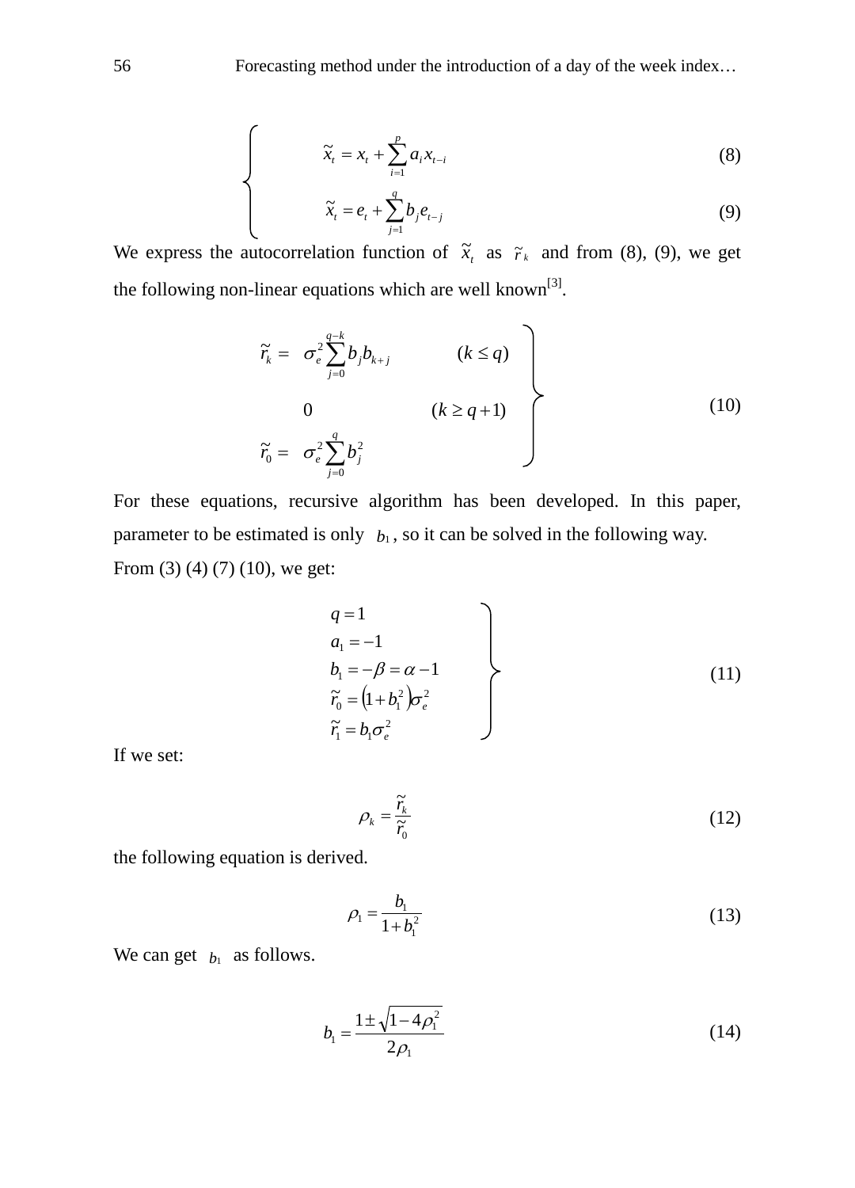$$
\left\{
\begin{aligned}
\tilde{x}_t &= x_t + \sum_{i=1}^{p} a_i x_{t-i} && (8)\\
\tilde{x}_t &= e_t + \sum_{j=1}^{q} b_j e_{t-j} && (9)
\end{aligned}
\right.
$$

We express the autocorrelation function of $\tilde{x}_t$ as $\tilde{r}_k$ and from (8), (9), we get the following non-linear equations which are well known[3].

$$
\left.
\begin{aligned}
\tilde{r}_k &= \sigma_e^2 \sum_{j=0}^{q-k} b_j b_{k+j} \qquad (k \le q)\\
&\quad 0 \qquad\qquad\qquad (k \ge q+1)\\
\tilde{r}_0 &= \sigma_e^2 \sum_{j=0}^{q} b_j^2
\end{aligned}
\right\} \tag{10}
$$

For these equations, recursive algorithm has been developed. In this paper, parameter to be estimated is only $b_1$, so it can be solved in the following way.

From (3) (4) (7) (10), we get:

$$
\left.
\begin{aligned}
& q = 1\\
& a_1 = -1\\
& b_1 = -\beta = \alpha - 1\\
& \tilde{r}_0 = \left(1 + b_1^2\right)\sigma_e^2\\
& \tilde{r}_1 = b_1 \sigma_e^2
\end{aligned}
\right\} \tag{11}
$$

If we set:

$$
\rho_k = \frac{\tilde{r}_k}{\tilde{r}_0} \tag{12}
$$

the following equation is derived.

$$
\rho_1 = \frac{b_1}{1 + b_1^2} \tag{13}
$$

We can get $b_1$ as follows.

$$
b_1 = \frac{1 \pm \sqrt{1 - 4\rho_1^2}}{2\rho_1} \tag{14}
$$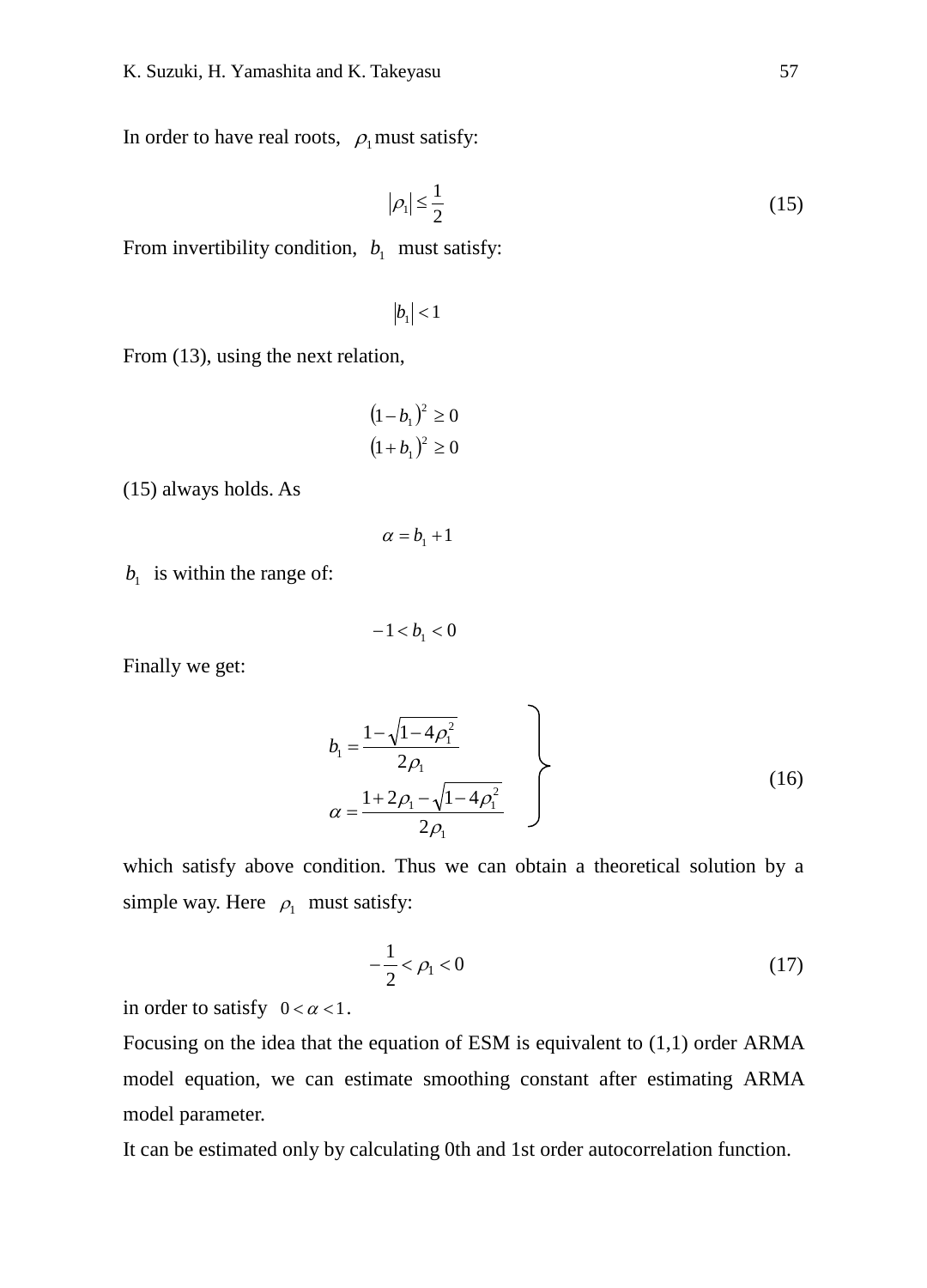In order to have real roots, $\rho_1$ must satisfy:

$$|\rho_1| \leq \frac{1}{2} \tag{15}$$

From invertibility condition, $b_1$ must satisfy:

$$|b_1| < 1$$

From (13), using the next relation,

$$(1-b_1)^2 \geq 0$$
$$(1+b_1)^2 \geq 0$$

(15) always holds. As

$$\alpha = b_1 + 1$$

$b_1$ is within the range of:

$$-1 < b_1 < 0$$

Finally we get:

$$\left.\begin{aligned} b_1 &= \frac{1-\sqrt{1-4\rho_1^2}}{2\rho_1} \\ \alpha &= \frac{1+2\rho_1-\sqrt{1-4\rho_1^2}}{2\rho_1} \end{aligned}\right\} \tag{16}$$

which satisfy above condition. Thus we can obtain a theoretical solution by a simple way. Here $\rho_1$ must satisfy:

$$-\frac{1}{2} < \rho_1 < 0 \tag{17}$$

in order to satisfy $0 < \alpha < 1$.

Focusing on the idea that the equation of ESM is equivalent to (1,1) order ARMA model equation, we can estimate smoothing constant after estimating ARMA model parameter.

It can be estimated only by calculating 0th and 1st order autocorrelation function.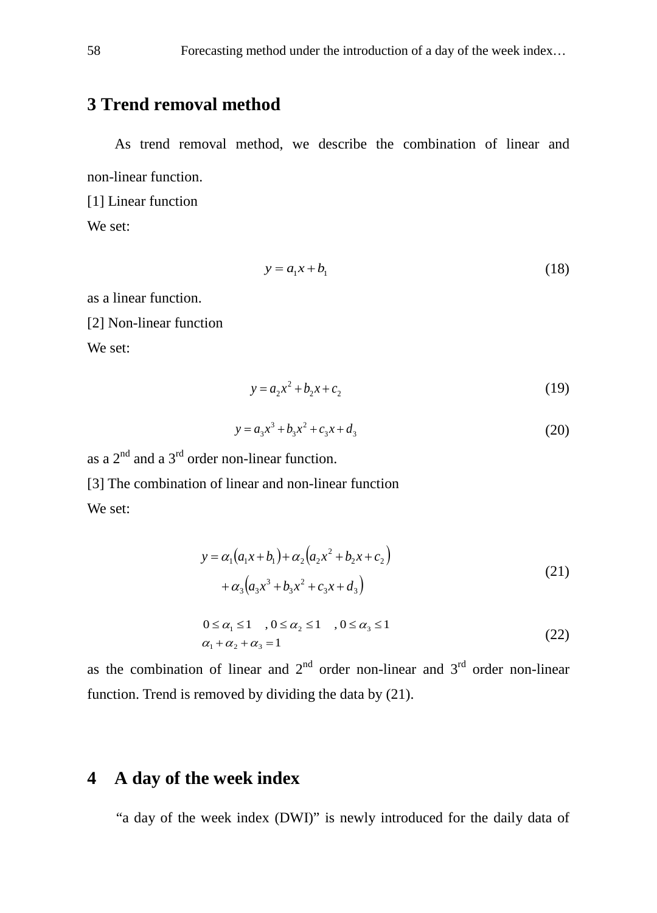## 3 Trend removal method

As trend removal method, we describe the combination of linear and non-linear function.

[1] Linear function

We set:

$$y = a_1 x + b_1 \tag{18}$$

as a linear function.

[2] Non-linear function

We set:

$$y = a_2 x^2 + b_2 x + c_2 \tag{19}$$

$$y = a_3 x^3 + b_3 x^2 + c_3 x + d_3 \tag{20}$$

as a 2nd and a 3rd order non-linear function.

[3] The combination of linear and non-linear function

We set:

$$\begin{aligned} y = {} & \alpha_1 \left( a_1 x + b_1 \right) + \alpha_2 \left( a_2 x^2 + b_2 x + c_2 \right) \\ & + \alpha_3 \left( a_3 x^3 + b_3 x^2 + c_3 x + d_3 \right) \end{aligned} \tag{21}$$

$$\begin{aligned} & 0 \le \alpha_1 \le 1 \quad , 0 \le \alpha_2 \le 1 \quad , 0 \le \alpha_3 \le 1 \\ & \alpha_1 + \alpha_2 + \alpha_3 = 1 \end{aligned} \tag{22}$$

as the combination of linear and 2nd order non-linear and 3rd order non-linear function. Trend is removed by dividing the data by (21).

## 4 A day of the week index

“a day of the week index (DWI)” is newly introduced for the daily data of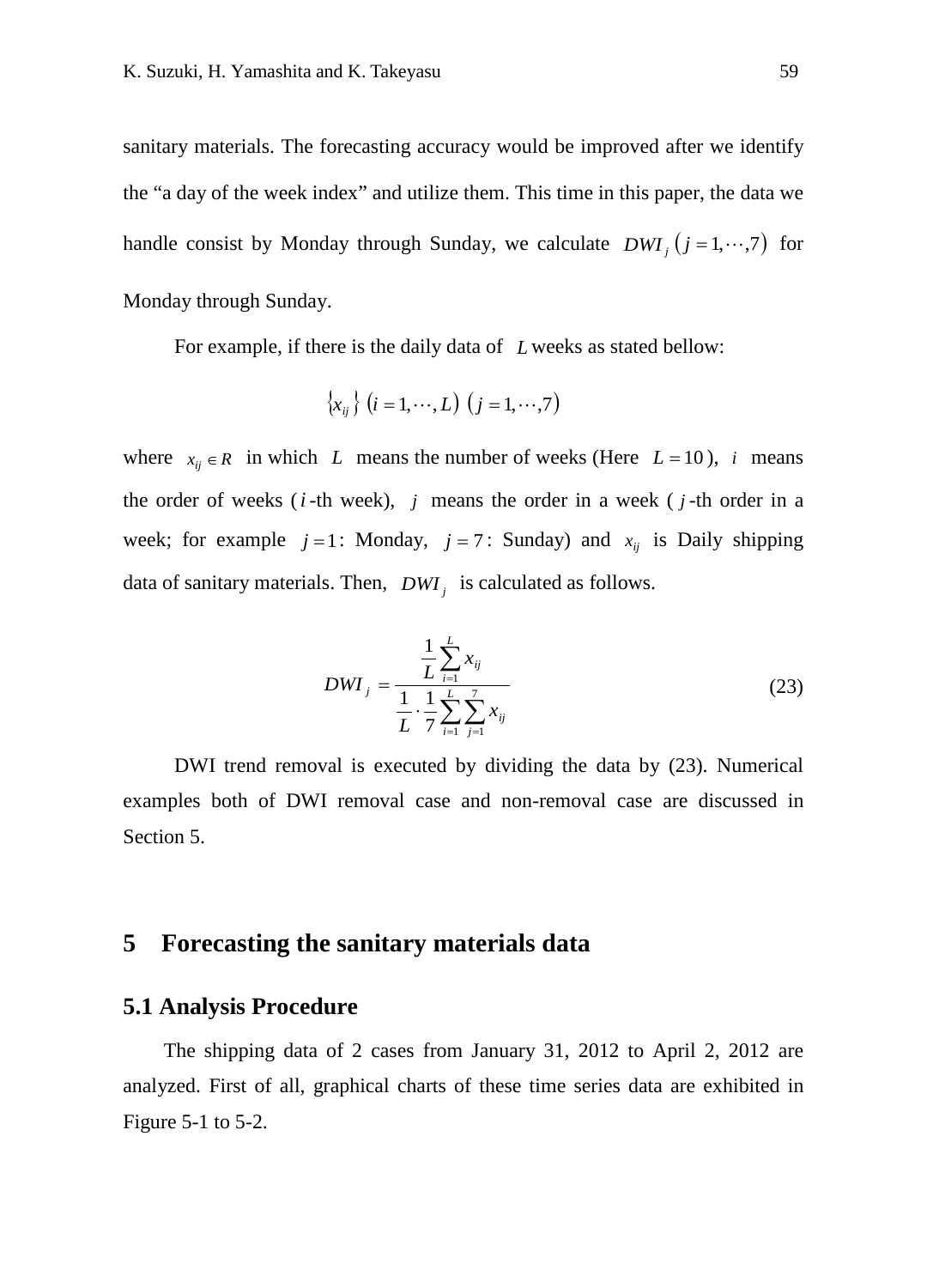sanitary materials. The forecasting accuracy would be improved after we identify the "a day of the week index" and utilize them. This time in this paper, the data we handle consist by Monday through Sunday, we calculate $DWI_j \left( j = 1, \cdots, 7 \right)$ for Monday through Sunday.

For example, if there is the daily data of $L$ weeks as stated bellow:

$$\left\{ x_{ij} \right\} \left( i = 1, \cdots, L \right) \left( j = 1, \cdots, 7 \right)$$

where $x_{ij} \in R$ in which $L$ means the number of weeks (Here $L = 10$), $i$ means the order of weeks ($i$-th week), $j$ means the order in a week ($j$-th order in a week; for example $j = 1$: Monday, $j = 7$: Sunday) and $x_{ij}$ is Daily shipping data of sanitary materials. Then, $DWI_j$ is calculated as follows.

$$DWI_j = \frac{\dfrac{1}{L} \displaystyle\sum_{i=1}^{L} x_{ij}}{\dfrac{1}{L} \cdot \dfrac{1}{7} \displaystyle\sum_{i=1}^{L} \sum_{j=1}^{7} x_{ij}} \tag{23}$$

DWI trend removal is executed by dividing the data by (23). Numerical examples both of DWI removal case and non-removal case are discussed in Section 5.

## 5 Forecasting the sanitary materials data

### 5.1 Analysis Procedure

The shipping data of 2 cases from January 31, 2012 to April 2, 2012 are analyzed. First of all, graphical charts of these time series data are exhibited in Figure 5-1 to 5-2.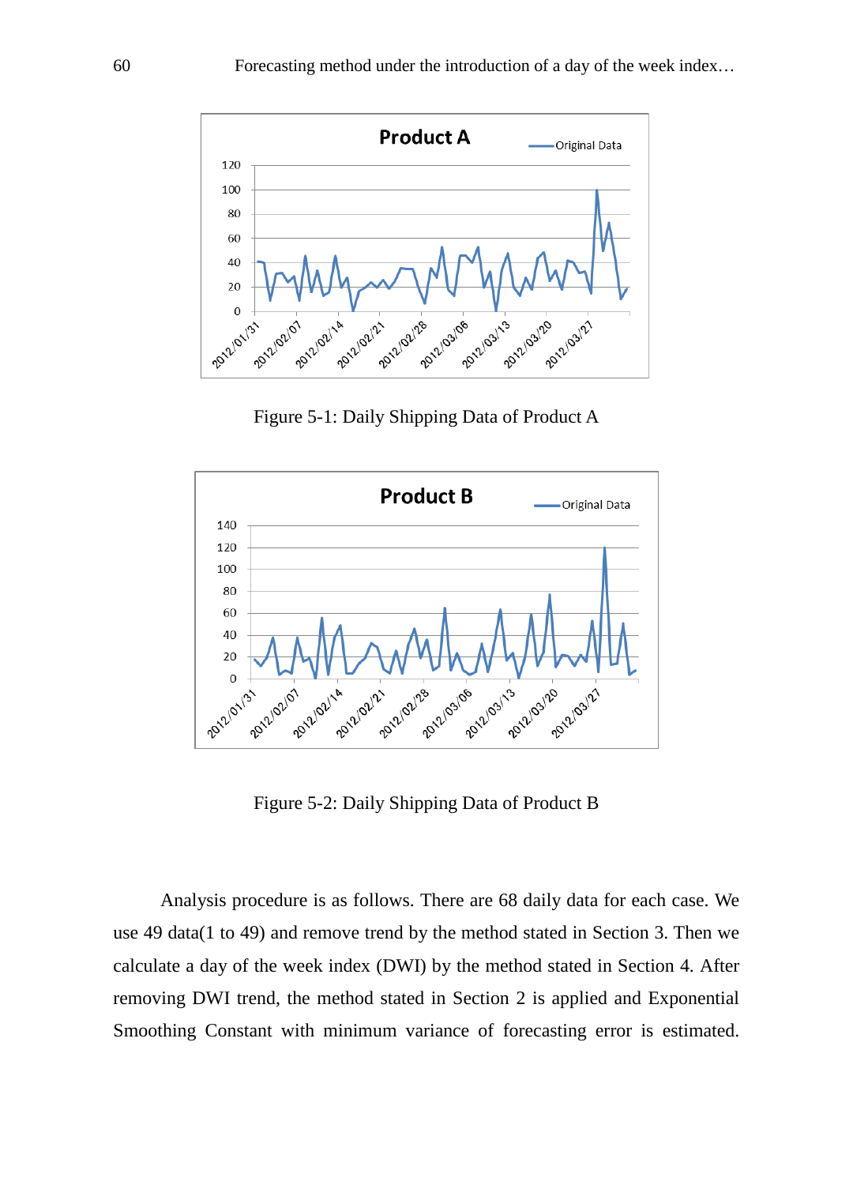Figure 5-1: Daily Shipping Data of Product A

Figure 5-2: Daily Shipping Data of Product B

Analysis procedure is as follows. There are 68 daily data for each case. We use 49 data(1 to 49) and remove trend by the method stated in Section 3. Then we calculate a day of the week index (DWI) by the method stated in Section 4. After removing DWI trend, the method stated in Section 2 is applied and Exponential Smoothing Constant with minimum variance of forecasting error is estimated.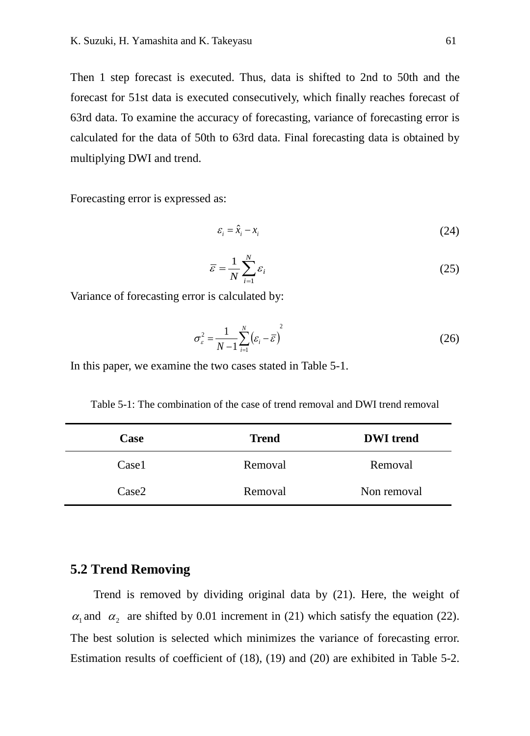Then 1 step forecast is executed. Thus, data is shifted to 2nd to 50th and the forecast for 51st data is executed consecutively, which finally reaches forecast of 63rd data. To examine the accuracy of forecasting, variance of forecasting error is calculated for the data of 50th to 63rd data. Final forecasting data is obtained by multiplying DWI and trend.

Forecasting error is expressed as:

$$\varepsilon_i = \hat{x}_i - x_i \tag{24}$$

$$\bar{\varepsilon} = \frac{1}{N}\sum_{i=1}^{N}\varepsilon_i \tag{25}$$

Variance of forecasting error is calculated by:

$$\sigma_\varepsilon^2 = \frac{1}{N-1}\sum_{i=1}^{N}\left(\varepsilon_i - \bar{\varepsilon}\right)^2 \tag{26}$$

In this paper, we examine the two cases stated in Table 5-1.

Table 5-1: The combination of the case of trend removal and DWI trend removal

| Case | Trend | DWI trend |
|---|---|---|
| Case1 | Removal | Removal |
| Case2 | Removal | Non removal |

## 5.2 Trend Removing

Trend is removed by dividing original data by (21). Here, the weight of $\alpha_1$ and $\alpha_2$ are shifted by 0.01 increment in (21) which satisfy the equation (22). The best solution is selected which minimizes the variance of forecasting error. Estimation results of coefficient of (18), (19) and (20) are exhibited in Table 5-2.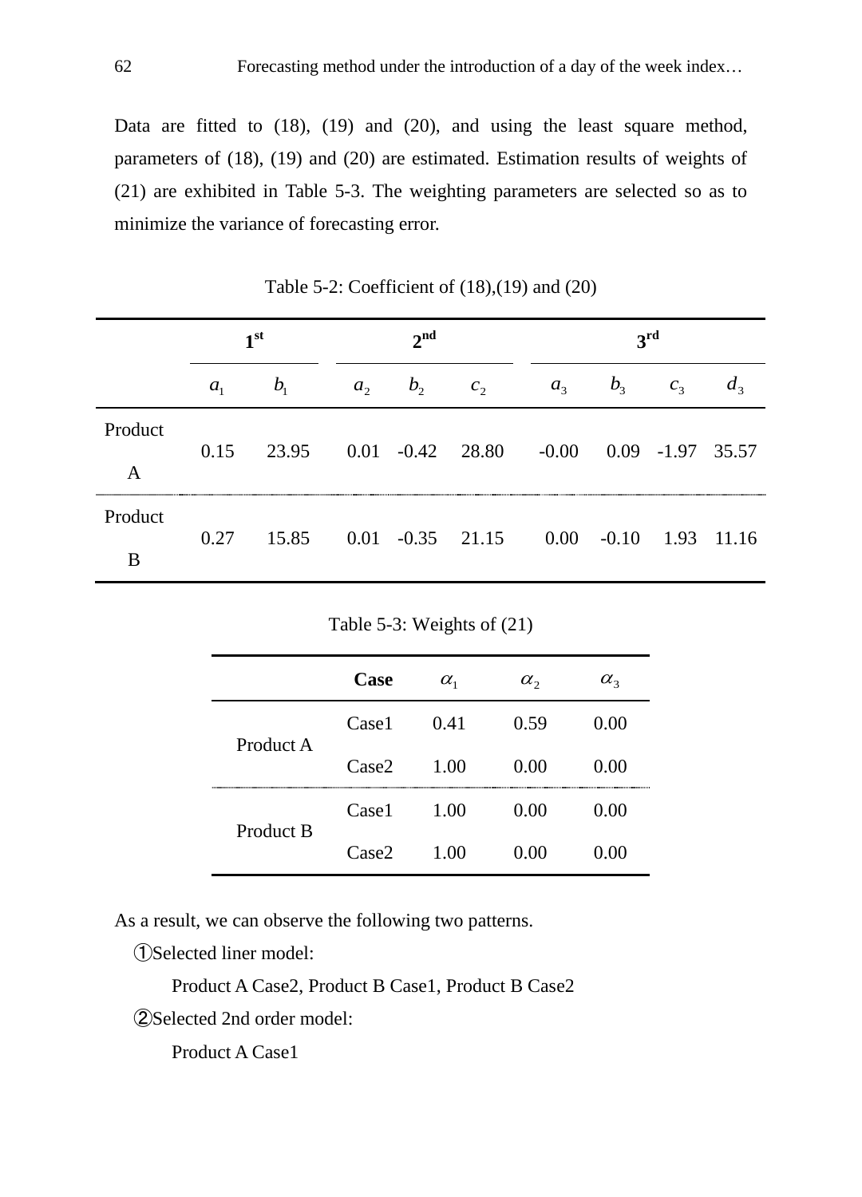Data are fitted to (18), (19) and (20), and using the least square method, parameters of (18), (19) and (20) are estimated. Estimation results of weights of (21) are exhibited in Table 5-3. The weighting parameters are selected so as to minimize the variance of forecasting error.

Table 5-2: Coefficient of (18),(19) and (20)

| | 1[st] | | 2[nd] | | | 3[rd] | | | |
|---|---|---|---|---|---|---|---|---|---|
| | $a_1$ | $b_1$ | $a_2$ | $b_2$ | $c_2$ | $a_3$ | $b_3$ | $c_3$ | $d_3$ |
| Product A | 0.15 | 23.95 | 0.01 | -0.42 | 28.80 | -0.00 | 0.09 | -1.97 | 35.57 |
| Product B | 0.27 | 15.85 | 0.01 | -0.35 | 21.15 | 0.00 | -0.10 | 1.93 | 11.16 |

Table 5-3: Weights of (21)

| | Case | $\alpha_1$ | $\alpha_2$ | $\alpha_3$ |
|---|---|---|---|---|
| Product A | Case1 | 0.41 | 0.59 | 0.00 |
| | Case2 | 1.00 | 0.00 | 0.00 |
| Product B | Case1 | 1.00 | 0.00 | 0.00 |
| | Case2 | 1.00 | 0.00 | 0.00 |

As a result, we can observe the following two patterns.

①Selected liner model:

Product A Case2, Product B Case1, Product B Case2

②Selected 2nd order model:

Product A Case1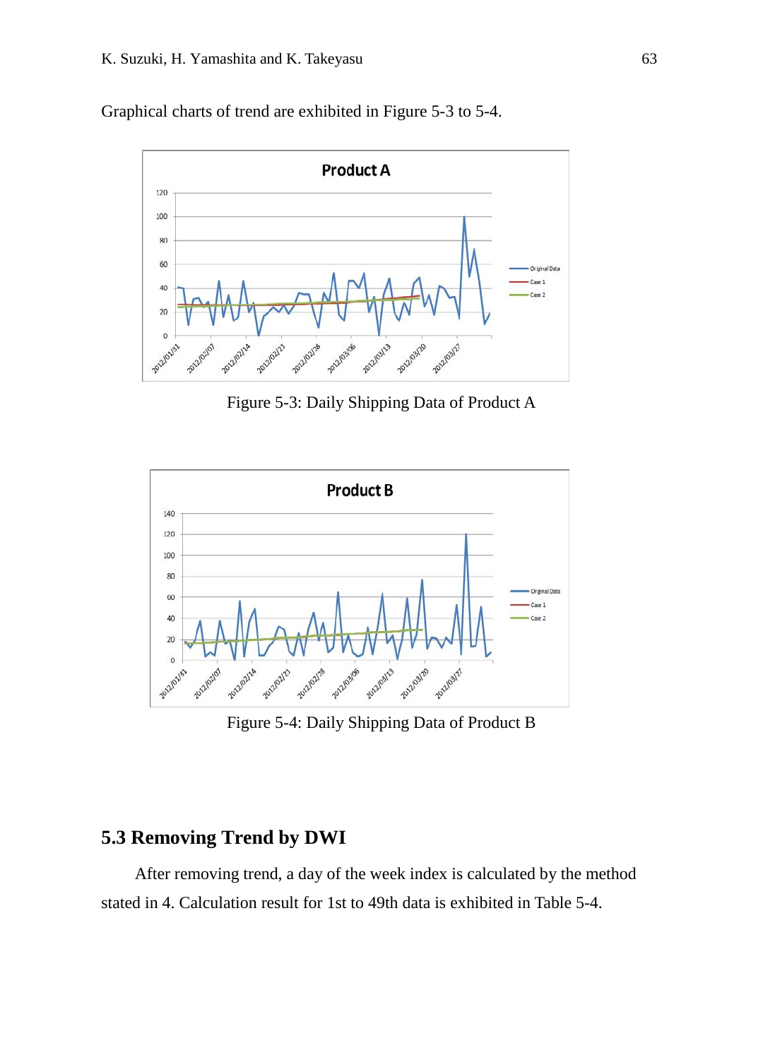Graphical charts of trend are exhibited in Figure 5-3 to 5-4.

Figure 5-3: Daily Shipping Data of Product A

Figure 5-4: Daily Shipping Data of Product B

## 5.3 Removing Trend by DWI

After removing trend, a day of the week index is calculated by the method stated in 4. Calculation result for 1st to 49th data is exhibited in Table 5-4.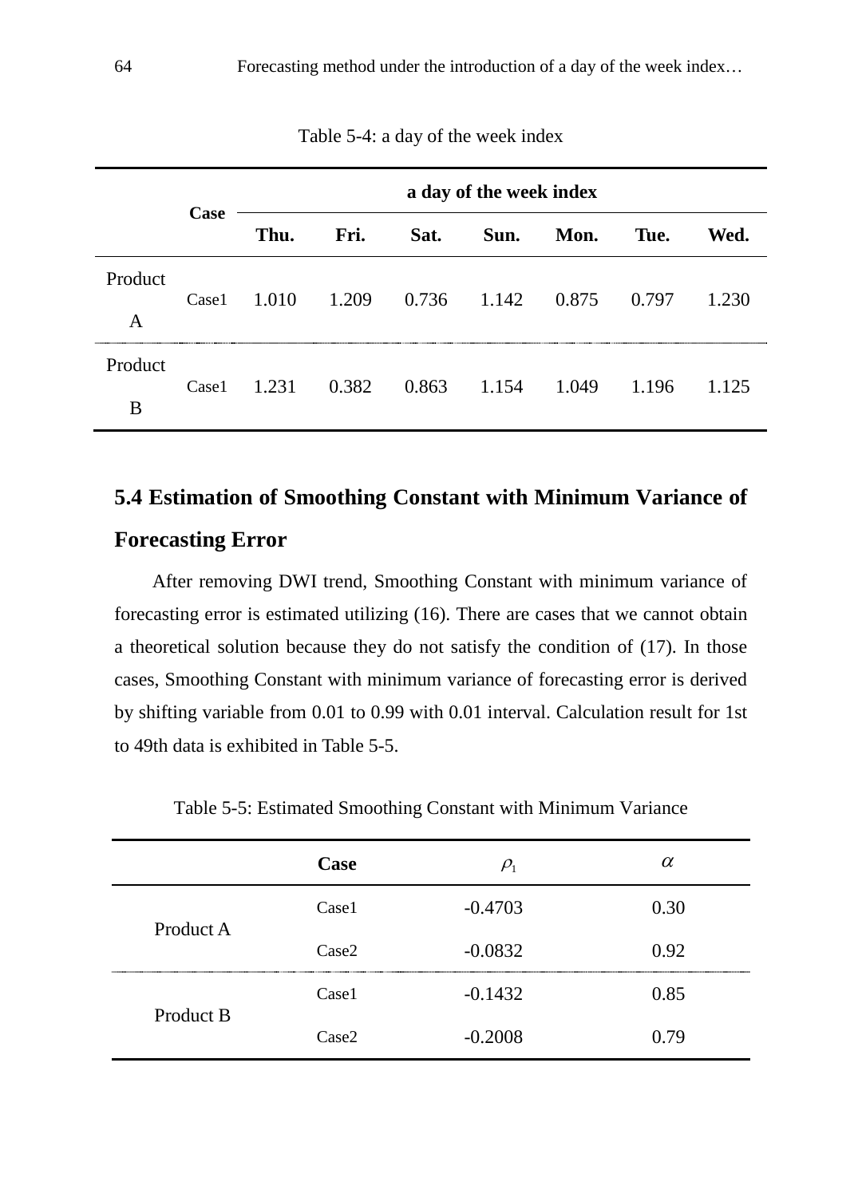Table 5-4: a day of the week index

| | Case | a day of the week index | | | | | | |
|---|---|---|---|---|---|---|---|---|
| | | **Thu.** | **Fri.** | **Sat.** | **Sun.** | **Mon.** | **Tue.** | **Wed.** |
| Product A | Case1 | 1.010 | 1.209 | 0.736 | 1.142 | 0.875 | 0.797 | 1.230 |
| Product B | Case1 | 1.231 | 0.382 | 0.863 | 1.154 | 1.049 | 1.196 | 1.125 |

## 5.4 Estimation of Smoothing Constant with Minimum Variance of Forecasting Error

After removing DWI trend, Smoothing Constant with minimum variance of forecasting error is estimated utilizing (16). There are cases that we cannot obtain a theoretical solution because they do not satisfy the condition of (17). In those cases, Smoothing Constant with minimum variance of forecasting error is derived by shifting variable from 0.01 to 0.99 with 0.01 interval. Calculation result for 1st to 49th data is exhibited in Table 5-5.

Table 5-5: Estimated Smoothing Constant with Minimum Variance

| | Case | $\rho_1$ | $\alpha$ |
|---|---|---|---|
| Product A | Case1 | -0.4703 | 0.30 |
| | Case2 | -0.0832 | 0.92 |
| Product B | Case1 | -0.1432 | 0.85 |
| | Case2 | -0.2008 | 0.79 |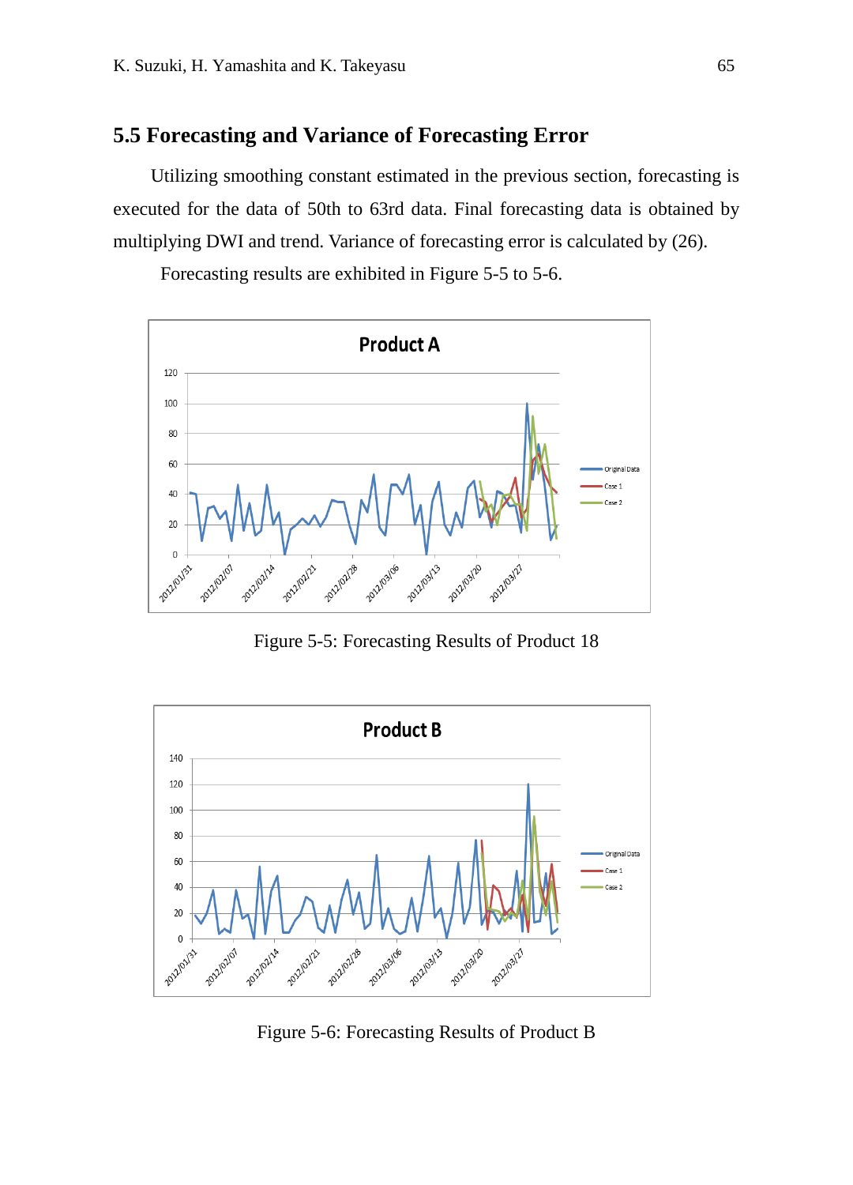## 5.5 Forecasting and Variance of Forecasting Error

Utilizing smoothing constant estimated in the previous section, forecasting is executed for the data of 50th to 63rd data. Final forecasting data is obtained by multiplying DWI and trend. Variance of forecasting error is calculated by (26).

Forecasting results are exhibited in Figure 5-5 to 5-6.

Figure 5-5: Forecasting Results of Product 18

Figure 5-6: Forecasting Results of Product B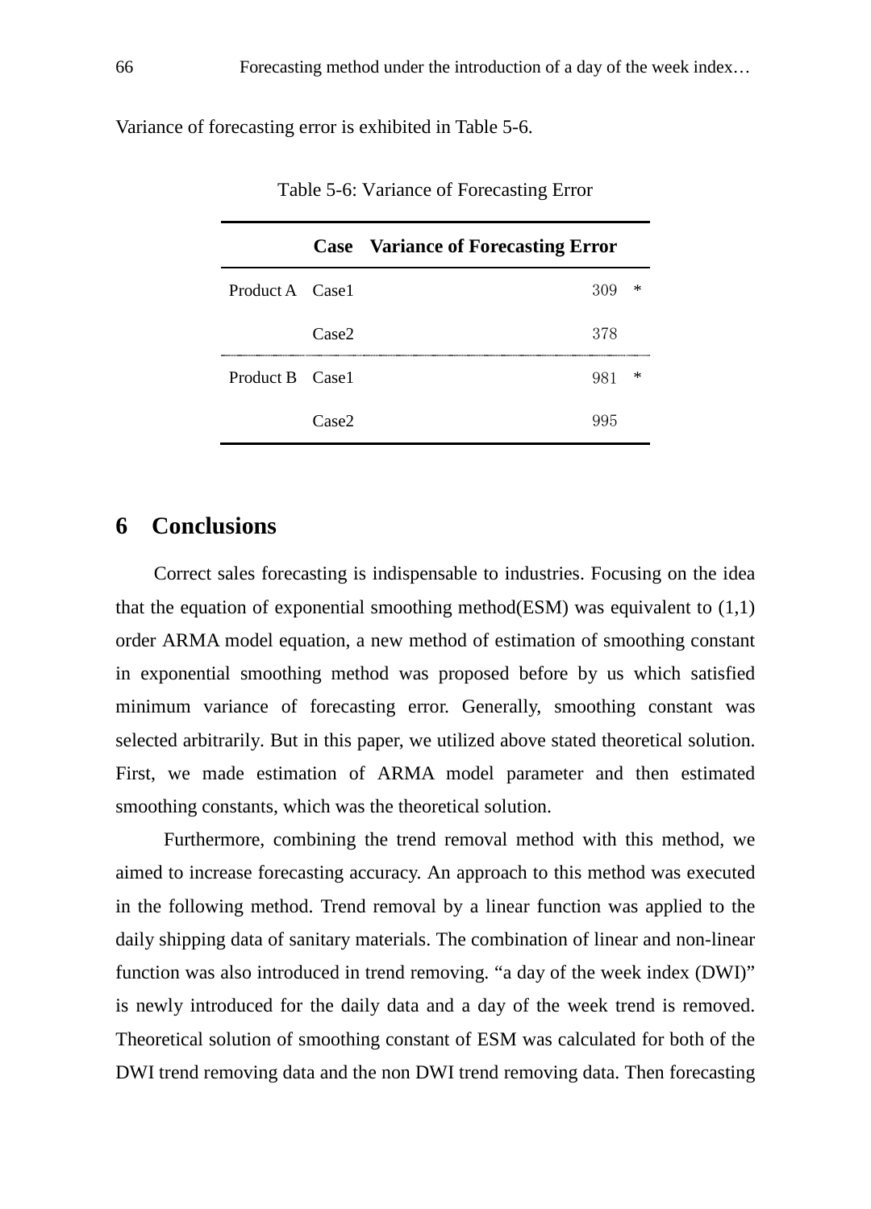Variance of forecasting error is exhibited in Table 5-6.

Table 5-6: Variance of Forecasting Error

| | Case | Variance of Forecasting Error | |
|---|---|---|---|
| Product A | Case1 | 309 | * |
| | Case2 | 378 | |
| Product B | Case1 | 981 | * |
| | Case2 | 995 | |

## 6 Conclusions

Correct sales forecasting is indispensable to industries. Focusing on the idea that the equation of exponential smoothing method(ESM) was equivalent to (1,1) order ARMA model equation, a new method of estimation of smoothing constant in exponential smoothing method was proposed before by us which satisfied minimum variance of forecasting error. Generally, smoothing constant was selected arbitrarily. But in this paper, we utilized above stated theoretical solution. First, we made estimation of ARMA model parameter and then estimated smoothing constants, which was the theoretical solution.

Furthermore, combining the trend removal method with this method, we aimed to increase forecasting accuracy. An approach to this method was executed in the following method. Trend removal by a linear function was applied to the daily shipping data of sanitary materials. The combination of linear and non-linear function was also introduced in trend removing. "a day of the week index (DWI)" is newly introduced for the daily data and a day of the week trend is removed. Theoretical solution of smoothing constant of ESM was calculated for both of the DWI trend removing data and the non DWI trend removing data. Then forecasting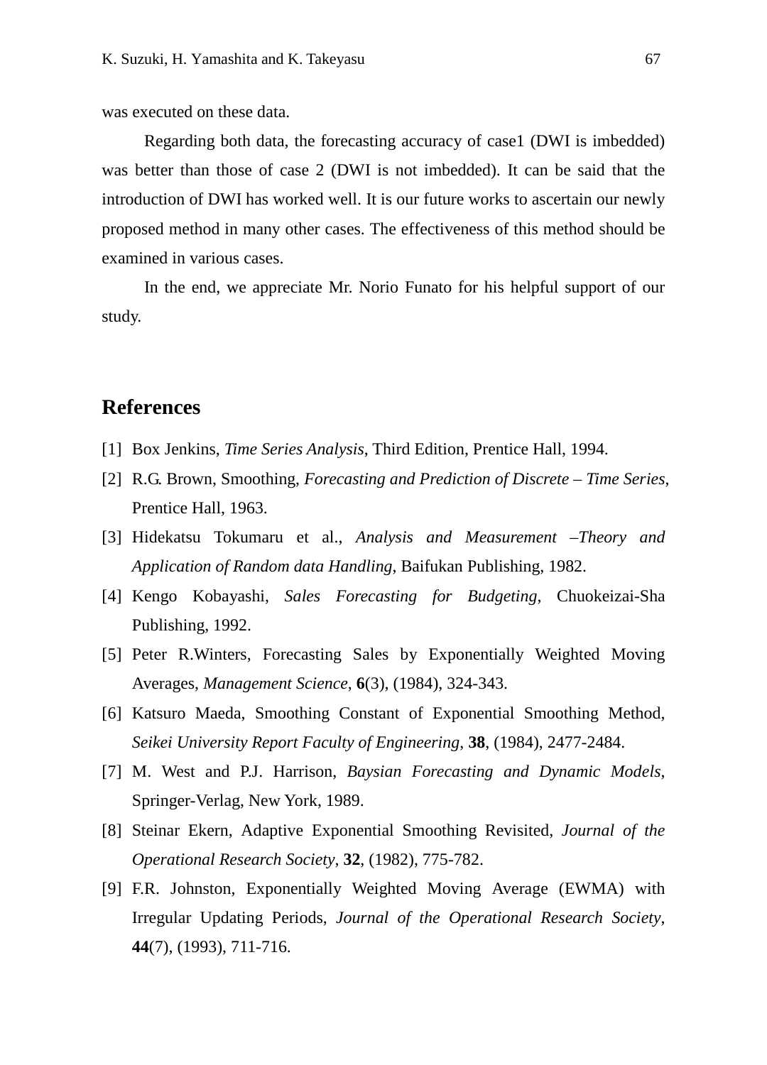was executed on these data.

Regarding both data, the forecasting accuracy of case1 (DWI is imbedded) was better than those of case 2 (DWI is not imbedded). It can be said that the introduction of DWI has worked well. It is our future works to ascertain our newly proposed method in many other cases. The effectiveness of this method should be examined in various cases.

In the end, we appreciate Mr. Norio Funato for his helpful support of our study.

## References

[1] Box Jenkins, *Time Series Analysis*, Third Edition, Prentice Hall, 1994.

[2] R.G. Brown, Smoothing, *Forecasting and Prediction of Discrete – Time Series*, Prentice Hall, 1963.

[3] Hidekatsu Tokumaru et al., *Analysis and Measurement –Theory and Application of Random data Handling*, Baifukan Publishing, 1982.

[4] Kengo Kobayashi, *Sales Forecasting for Budgeting*, Chuokeizai-Sha Publishing, 1992.

[5] Peter R.Winters, Forecasting Sales by Exponentially Weighted Moving Averages, *Management Science*, **6**(3), (1984), 324-343.

[6] Katsuro Maeda, Smoothing Constant of Exponential Smoothing Method, *Seikei University Report Faculty of Engineering*, **38**, (1984), 2477-2484.

[7] M. West and P.J. Harrison, *Baysian Forecasting and Dynamic Models*, Springer-Verlag, New York, 1989.

[8] Steinar Ekern, Adaptive Exponential Smoothing Revisited, *Journal of the Operational Research Society*, **32**, (1982), 775-782.

[9] F.R. Johnston, Exponentially Weighted Moving Average (EWMA) with Irregular Updating Periods, *Journal of the Operational Research Society*, **44**(7), (1993), 711-716.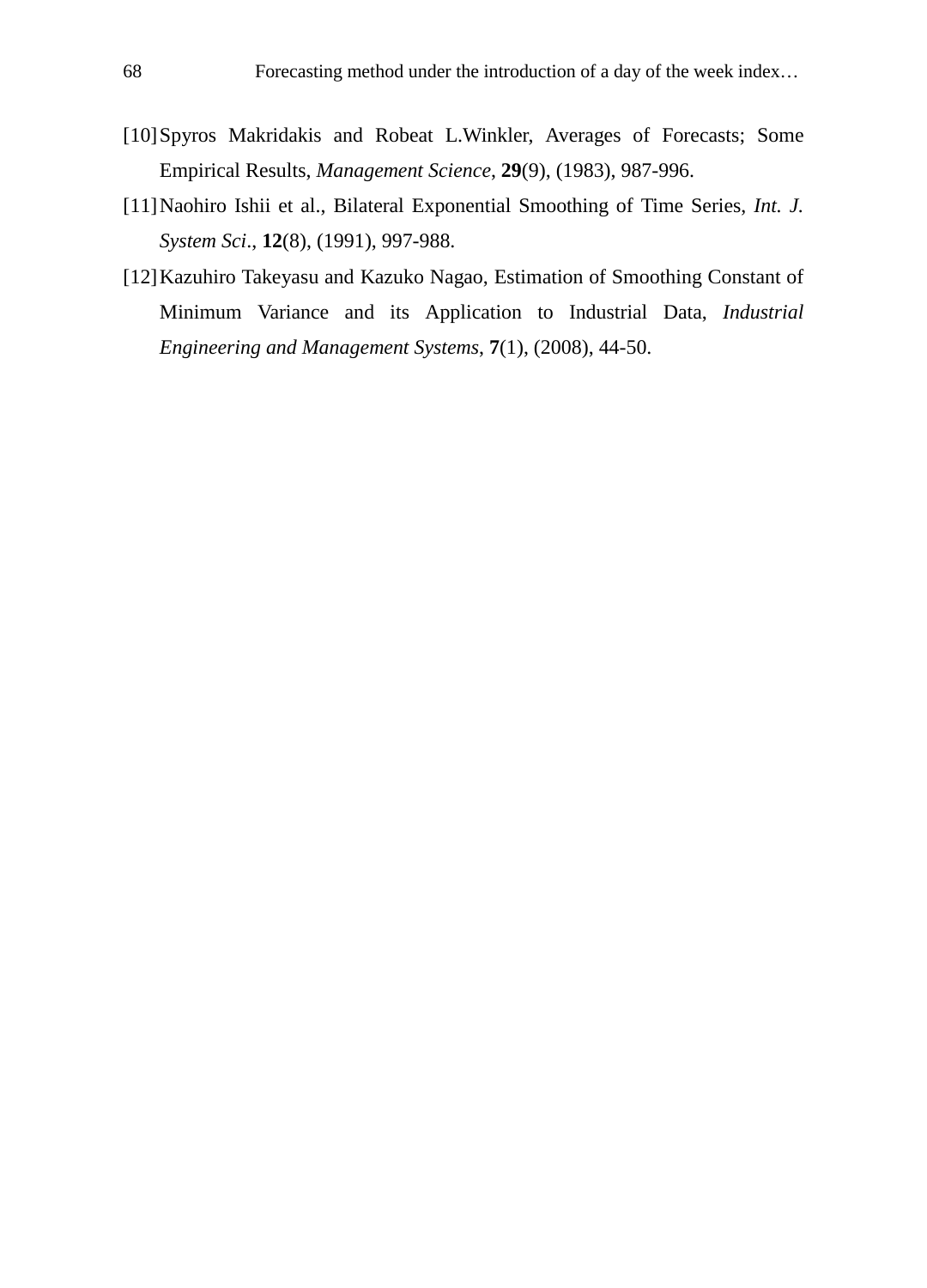[10] Spyros Makridakis and Robeat L.Winkler, Averages of Forecasts; Some Empirical Results, *Management Science*, **29**(9), (1983), 987-996.

[11] Naohiro Ishii et al., Bilateral Exponential Smoothing of Time Series, *Int. J. System Sci*., **12**(8), (1991), 997-988.

[12] Kazuhiro Takeyasu and Kazuko Nagao, Estimation of Smoothing Constant of Minimum Variance and its Application to Industrial Data, *Industrial Engineering and Management Systems*, **7**(1), (2008), 44-50.